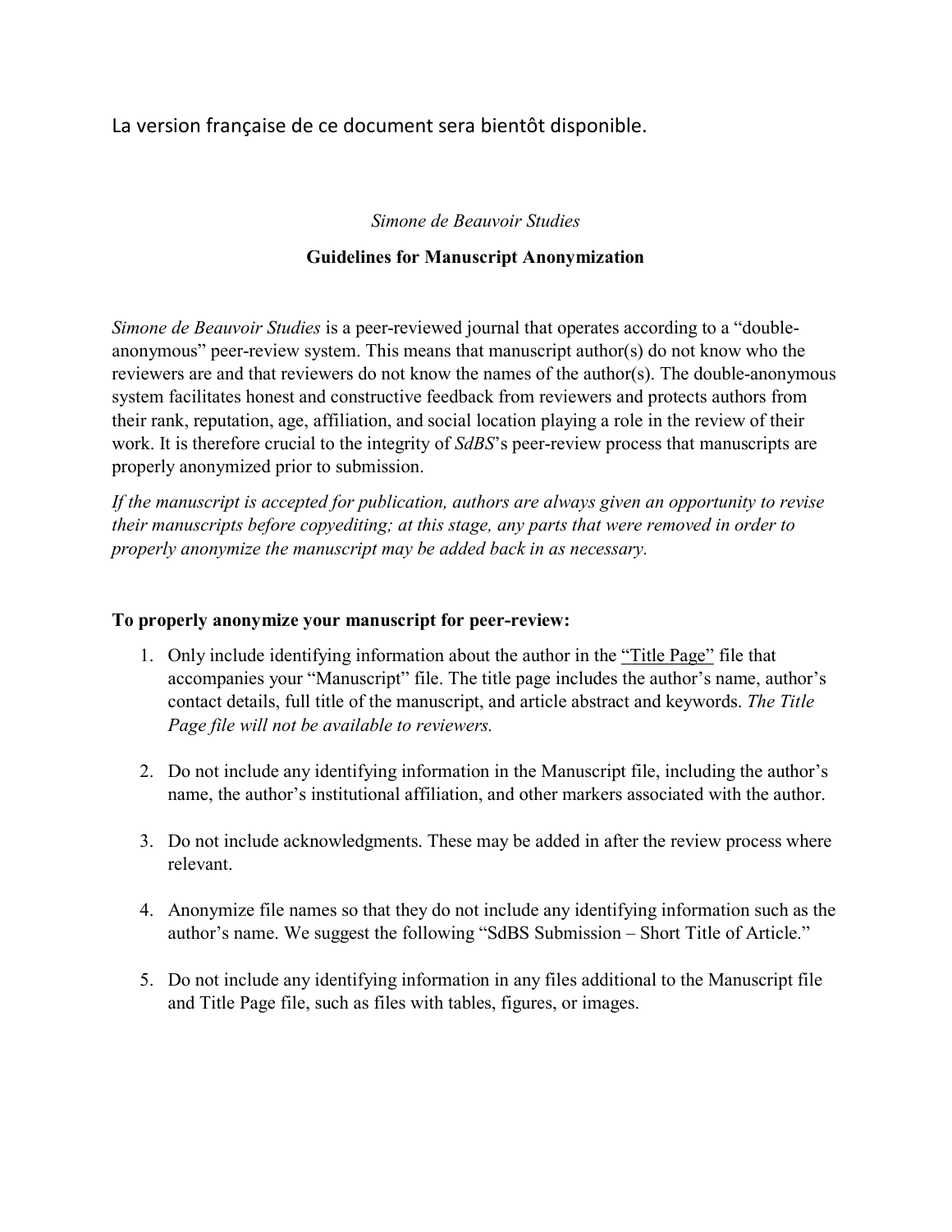La version française de ce document sera bientôt disponible.

*Simone de Beauvoir Studies*

# Guidelines for Manuscript Anonymization

*Simone de Beauvoir Studies* is a peer-reviewed journal that operates according to a "double-anonymous" peer-review system. This means that manuscript author(s) do not know who the reviewers are and that reviewers do not know the names of the author(s). The double-anonymous system facilitates honest and constructive feedback from reviewers and protects authors from their rank, reputation, age, affiliation, and social location playing a role in the review of their work. It is therefore crucial to the integrity of *SdBS*'s peer-review process that manuscripts are properly anonymized prior to submission.

*If the manuscript is accepted for publication, authors are always given an opportunity to revise their manuscripts before copyediting; at this stage, any parts that were removed in order to properly anonymize the manuscript may be added back in as necessary.*

**To properly anonymize your manuscript for peer-review:**

1. Only include identifying information about the author in the "Title Page" file that accompanies your "Manuscript" file. The title page includes the author's name, author's contact details, full title of the manuscript, and article abstract and keywords. *The Title Page file will not be available to reviewers.*

2. Do not include any identifying information in the Manuscript file, including the author's name, the author's institutional affiliation, and other markers associated with the author.

3. Do not include acknowledgments. These may be added in after the review process where relevant.

4. Anonymize file names so that they do not include any identifying information such as the author's name. We suggest the following "SdBS Submission – Short Title of Article."

5. Do not include any identifying information in any files additional to the Manuscript file and Title Page file, such as files with tables, figures, or images.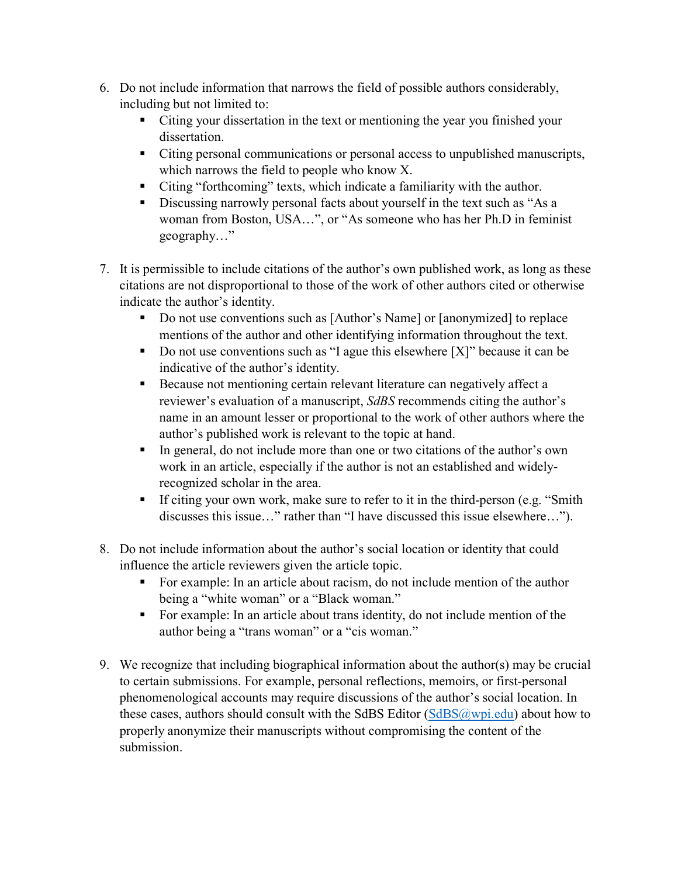6. Do not include information that narrows the field of possible authors considerably, including but not limited to:
   - Citing your dissertation in the text or mentioning the year you finished your dissertation.
   - Citing personal communications or personal access to unpublished manuscripts, which narrows the field to people who know X.
   - Citing "forthcoming" texts, which indicate a familiarity with the author.
   - Discussing narrowly personal facts about yourself in the text such as "As a woman from Boston, USA…", or "As someone who has her Ph.D in feminist geography…"

7. It is permissible to include citations of the author's own published work, as long as these citations are not disproportional to those of the work of other authors cited or otherwise indicate the author's identity.
   - Do not use conventions such as [Author's Name] or [anonymized] to replace mentions of the author and other identifying information throughout the text.
   - Do not use conventions such as "I ague this elsewhere [X]" because it can be indicative of the author's identity.
   - Because not mentioning certain relevant literature can negatively affect a reviewer's evaluation of a manuscript, *SdBS* recommends citing the author's name in an amount lesser or proportional to the work of other authors where the author's published work is relevant to the topic at hand.
   - In general, do not include more than one or two citations of the author's own work in an article, especially if the author is not an established and widely-recognized scholar in the area.
   - If citing your own work, make sure to refer to it in the third-person (e.g. "Smith discusses this issue…" rather than "I have discussed this issue elsewhere…").

8. Do not include information about the author's social location or identity that could influence the article reviewers given the article topic.
   - For example: In an article about racism, do not include mention of the author being a "white woman" or a "Black woman."
   - For example: In an article about trans identity, do not include mention of the author being a "trans woman" or a "cis woman."

9. We recognize that including biographical information about the author(s) may be crucial to certain submissions. For example, personal reflections, memoirs, or first-personal phenomenological accounts may require discussions of the author's social location. In these cases, authors should consult with the SdBS Editor (SdBS@wpi.edu) about how to properly anonymize their manuscripts without compromising the content of the submission.